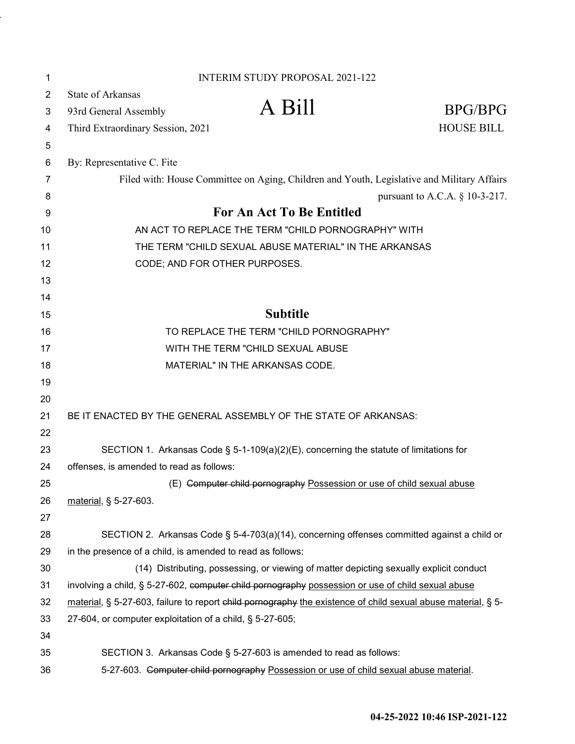INTERIM STUDY PROPOSAL 2021-122

State of Arkansas
93rd General Assembly
Third Extraordinary Session, 2021

# A Bill

BPG/BPG
HOUSE BILL

By: Representative C. Fite

Filed with: House Committee on Aging, Children and Youth, Legislative and Military Affairs pursuant to A.C.A. § 10-3-217.

## For An Act To Be Entitled

AN ACT TO REPLACE THE TERM "CHILD PORNOGRAPHY" WITH THE TERM "CHILD SEXUAL ABUSE MATERIAL" IN THE ARKANSAS CODE; AND FOR OTHER PURPOSES.

## Subtitle

TO REPLACE THE TERM "CHILD PORNOGRAPHY" WITH THE TERM "CHILD SEXUAL ABUSE MATERIAL" IN THE ARKANSAS CODE.

BE IT ENACTED BY THE GENERAL ASSEMBLY OF THE STATE OF ARKANSAS:

SECTION 1. Arkansas Code § 5-1-109(a)(2)(E), concerning the statute of limitations for offenses, is amended to read as follows:

(E) ~~Computer child pornography~~ <u>Possession or use of child sexual abuse material</u>, § 5-27-603.

SECTION 2. Arkansas Code § 5-4-703(a)(14), concerning offenses committed against a child or in the presence of a child, is amended to read as follows:

(14) Distributing, possessing, or viewing of matter depicting sexually explicit conduct involving a child, § 5-27-602, ~~computer child pornography~~ <u>possession or use of child sexual abuse material</u>, § 5-27-603, failure to report ~~child pornography~~ <u>the existence of child sexual abuse material</u>, § 5-27-604, or computer exploitation of a child, § 5-27-605;

SECTION 3. Arkansas Code § 5-27-603 is amended to read as follows:

5-27-603. ~~Computer child pornography~~ <u>Possession or use of child sexual abuse material</u>.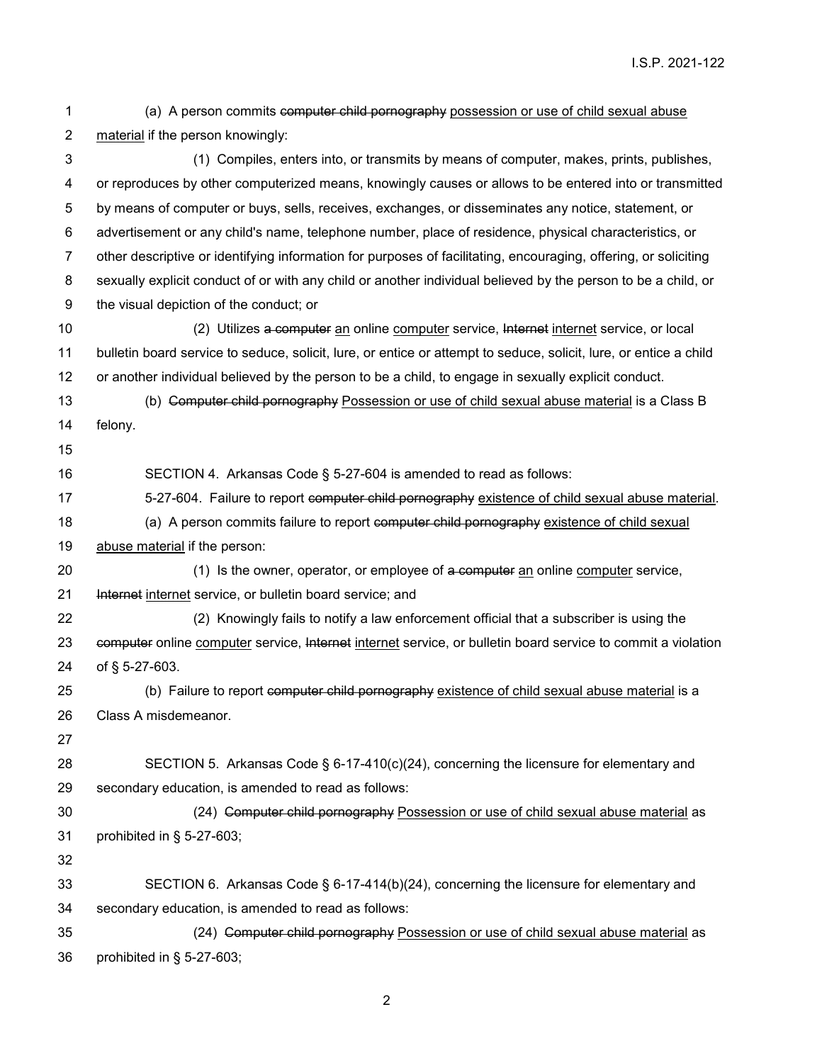(a) A person commits ~~computer child pornography~~ <u>possession or use of child sexual abuse material</u> if the person knowingly:

(1) Compiles, enters into, or transmits by means of computer, makes, prints, publishes, or reproduces by other computerized means, knowingly causes or allows to be entered into or transmitted by means of computer or buys, sells, receives, exchanges, or disseminates any notice, statement, or advertisement or any child's name, telephone number, place of residence, physical characteristics, or other descriptive or identifying information for purposes of facilitating, encouraging, offering, or soliciting sexually explicit conduct of or with any child or another individual believed by the person to be a child, or the visual depiction of the conduct; or

(2) Utilizes ~~a computer~~ <u>an</u> online <u>computer</u> service, ~~Internet~~ <u>internet</u> service, or local bulletin board service to seduce, solicit, lure, or entice or attempt to seduce, solicit, lure, or entice a child or another individual believed by the person to be a child, to engage in sexually explicit conduct.

(b) ~~Computer child pornography~~ <u>Possession or use of child sexual abuse material</u> is a Class B felony.

SECTION 4. Arkansas Code § 5-27-604 is amended to read as follows:

5-27-604. Failure to report ~~computer child pornography~~ <u>existence of child sexual abuse material</u>.

(a) A person commits failure to report ~~computer child pornography~~ <u>existence of child sexual abuse material</u> if the person:

(1) Is the owner, operator, or employee of ~~a computer~~ <u>an</u> online <u>computer</u> service, ~~Internet~~ <u>internet</u> service, or bulletin board service; and

(2) Knowingly fails to notify a law enforcement official that a subscriber is using the ~~computer~~ online <u>computer</u> service, ~~Internet~~ <u>internet</u> service, or bulletin board service to commit a violation of § 5-27-603.

(b) Failure to report ~~computer child pornography~~ <u>existence of child sexual abuse material</u> is a Class A misdemeanor.

SECTION 5. Arkansas Code § 6-17-410(c)(24), concerning the licensure for elementary and secondary education, is amended to read as follows:

(24) ~~Computer child pornography~~ <u>Possession or use of child sexual abuse material</u> as prohibited in § 5-27-603;

SECTION 6. Arkansas Code § 6-17-414(b)(24), concerning the licensure for elementary and secondary education, is amended to read as follows:

(24) ~~Computer child pornography~~ <u>Possession or use of child sexual abuse material</u> as prohibited in § 5-27-603;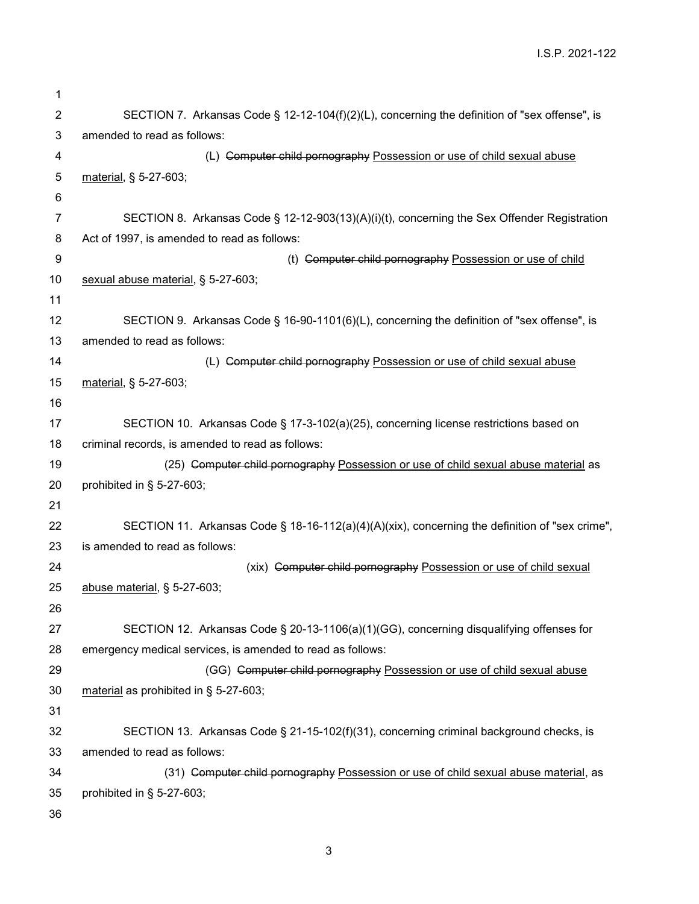SECTION 7. Arkansas Code § 12-12-104(f)(2)(L), concerning the definition of "sex offense", is amended to read as follows:

(L) ~~Computer child pornography~~ Possession or use of child sexual abuse material, § 5-27-603;

SECTION 8. Arkansas Code § 12-12-903(13)(A)(i)(t), concerning the Sex Offender Registration Act of 1997, is amended to read as follows:

(t) ~~Computer child pornography~~ Possession or use of child sexual abuse material, § 5-27-603;

SECTION 9. Arkansas Code § 16-90-1101(6)(L), concerning the definition of "sex offense", is amended to read as follows:

(L) ~~Computer child pornography~~ Possession or use of child sexual abuse material, § 5-27-603;

SECTION 10. Arkansas Code § 17-3-102(a)(25), concerning license restrictions based on criminal records, is amended to read as follows:

(25) ~~Computer child pornography~~ Possession or use of child sexual abuse material as prohibited in § 5-27-603;

SECTION 11. Arkansas Code § 18-16-112(a)(4)(A)(xix), concerning the definition of "sex crime", is amended to read as follows:

(xix) ~~Computer child pornography~~ Possession or use of child sexual abuse material, § 5-27-603;

SECTION 12. Arkansas Code § 20-13-1106(a)(1)(GG), concerning disqualifying offenses for emergency medical services, is amended to read as follows:

(GG) ~~Computer child pornography~~ Possession or use of child sexual abuse material as prohibited in § 5-27-603;

SECTION 13. Arkansas Code § 21-15-102(f)(31), concerning criminal background checks, is amended to read as follows:

(31) ~~Computer child pornography~~ Possession or use of child sexual abuse material, as prohibited in § 5-27-603;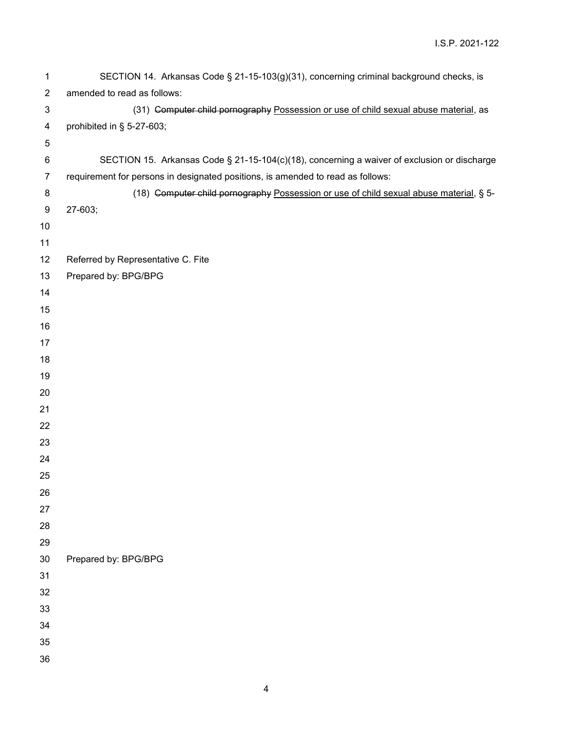SECTION 14. Arkansas Code § 21-15-103(g)(31), concerning criminal background checks, is amended to read as follows:

(31) ~~Computer child pornography~~ <u>Possession or use of child sexual abuse material</u>, as prohibited in § 5-27-603;

SECTION 15. Arkansas Code § 21-15-104(c)(18), concerning a waiver of exclusion or discharge requirement for persons in designated positions, is amended to read as follows:

(18) ~~Computer child pornography~~ <u>Possession or use of child sexual abuse material</u>, § 5-27-603;

Referred by Representative C. Fite

Prepared by: BPG/BPG

Prepared by: BPG/BPG